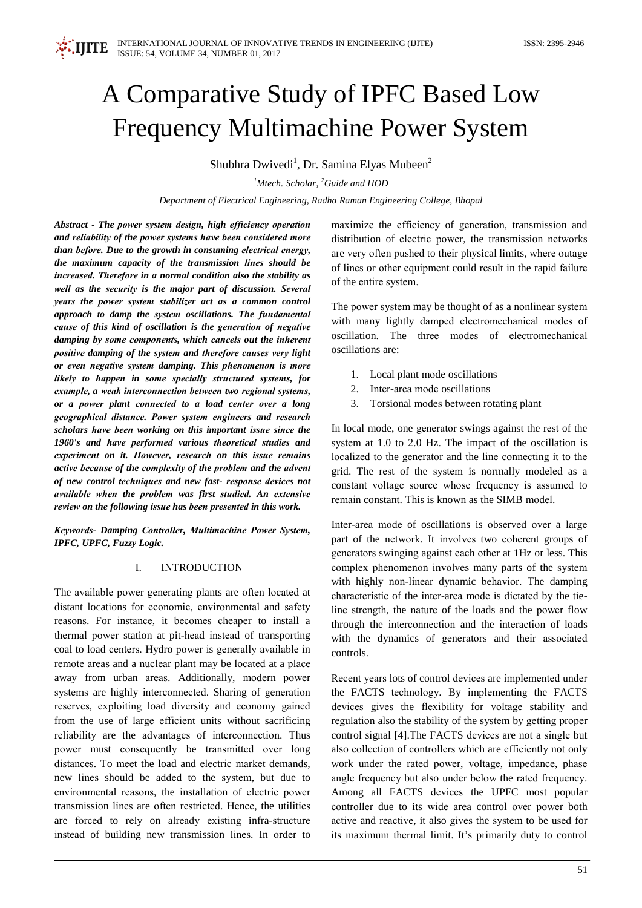# A Comparative Study of IPFC Based Low Frequency Multimachine Power System

Shubhra Dwivedi[1], Dr. Samina Elyas Mubeen[2]

[1]*Mtech. Scholar,* [2]*Guide and HOD*

*Department of Electrical Engineering, Radha Raman Engineering College, Bhopal*

***Abstract - The power system design, high efficiency operation and reliability of the power systems have been considered more than before. Due to the growth in consuming electrical energy, the maximum capacity of the transmission lines should be increased. Therefore in a normal condition also the stability as well as the security is the major part of discussion. Several years the power system stabilizer act as a common control approach to damp the system oscillations. The fundamental cause of this kind of oscillation is the generation of negative damping by some components, which cancels out the inherent positive damping of the system and therefore causes very light or even negative system damping. This phenomenon is more likely to happen in some specially structured systems, for example, a weak interconnection between two regional systems, or a power plant connected to a load center over a long geographical distance. Power system engineers and research scholars have been working on this important issue since the 1960's and have performed various theoretical studies and experiment on it. However, research on this issue remains active because of the complexity of the problem and the advent of new control techniques and new fast- response devices not available when the problem was first studied. An extensive review on the following issue has been presented in this work.***

***Keywords- Damping Controller, Multimachine Power System, IPFC, UPFC, Fuzzy Logic.***

## I. INTRODUCTION

The available power generating plants are often located at distant locations for economic, environmental and safety reasons. For instance, it becomes cheaper to install a thermal power station at pit-head instead of transporting coal to load centers. Hydro power is generally available in remote areas and a nuclear plant may be located at a place away from urban areas. Additionally, modern power systems are highly interconnected. Sharing of generation reserves, exploiting load diversity and economy gained from the use of large efficient units without sacrificing reliability are the advantages of interconnection. Thus power must consequently be transmitted over long distances. To meet the load and electric market demands, new lines should be added to the system, but due to environmental reasons, the installation of electric power transmission lines are often restricted. Hence, the utilities are forced to rely on already existing infra-structure instead of building new transmission lines. In order to maximize the efficiency of generation, transmission and distribution of electric power, the transmission networks are very often pushed to their physical limits, where outage of lines or other equipment could result in the rapid failure of the entire system.

The power system may be thought of as a nonlinear system with many lightly damped electromechanical modes of oscillation. The three modes of electromechanical oscillations are:

1. Local plant mode oscillations
2. Inter-area mode oscillations
3. Torsional modes between rotating plant

In local mode, one generator swings against the rest of the system at 1.0 to 2.0 Hz. The impact of the oscillation is localized to the generator and the line connecting it to the grid. The rest of the system is normally modeled as a constant voltage source whose frequency is assumed to remain constant. This is known as the SIMB model.

Inter-area mode of oscillations is observed over a large part of the network. It involves two coherent groups of generators swinging against each other at 1Hz or less. This complex phenomenon involves many parts of the system with highly non-linear dynamic behavior. The damping characteristic of the inter-area mode is dictated by the tie-line strength, the nature of the loads and the power flow through the interconnection and the interaction of loads with the dynamics of generators and their associated controls.

Recent years lots of control devices are implemented under the FACTS technology. By implementing the FACTS devices gives the flexibility for voltage stability and regulation also the stability of the system by getting proper control signal [4].The FACTS devices are not a single but also collection of controllers which are efficiently not only work under the rated power, voltage, impedance, phase angle frequency but also under below the rated frequency. Among all FACTS devices the UPFC most popular controller due to its wide area control over power both active and reactive, it also gives the system to be used for its maximum thermal limit. It's primarily duty to control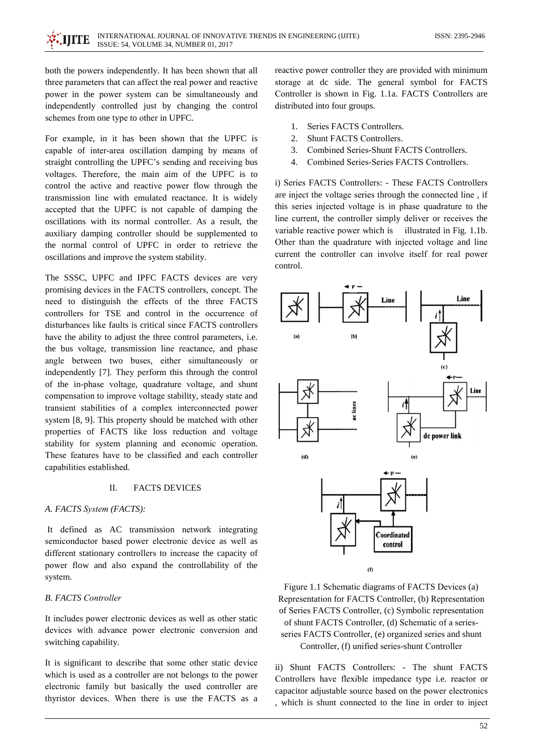both the powers independently. It has been shown that all three parameters that can affect the real power and reactive power in the power system can be simultaneously and independently controlled just by changing the control schemes from one type to other in UPFC.

For example, in it has been shown that the UPFC is capable of inter-area oscillation damping by means of straight controlling the UPFC's sending and receiving bus voltages. Therefore, the main aim of the UPFC is to control the active and reactive power flow through the transmission line with emulated reactance. It is widely accepted that the UPFC is not capable of damping the oscillations with its normal controller. As a result, the auxiliary damping controller should be supplemented to the normal control of UPFC in order to retrieve the oscillations and improve the system stability.

The SSSC, UPFC and IPFC FACTS devices are very promising devices in the FACTS controllers, concept. The need to distinguish the effects of the three FACTS controllers for TSE and control in the occurrence of disturbances like faults is critical since FACTS controllers have the ability to adjust the three control parameters, i.e. the bus voltage, transmission line reactance, and phase angle between two buses, either simultaneously or independently [7]. They perform this through the control of the in-phase voltage, quadrature voltage, and shunt compensation to improve voltage stability, steady state and transient stabilities of a complex interconnected power system [8, 9]. This property should be matched with other properties of FACTS like loss reduction and voltage stability for system planning and economic operation. These features have to be classified and each controller capabilities established.

## II. FACTS DEVICES

### *A. FACTS System (FACTS):*

It defined as AC transmission network integrating semiconductor based power electronic device as well as different stationary controllers to increase the capacity of power flow and also expand the controllability of the system.

### *B. FACTS Controller*

It includes power electronic devices as well as other static devices with advance power electronic conversion and switching capability.

It is significant to describe that some other static device which is used as a controller are not belongs to the power electronic family but basically the used controller are thyristor devices. When there is use the FACTS as a reactive power controller they are provided with minimum storage at dc side. The general symbol for FACTS Controller is shown in Fig. 1.1a. FACTS Controllers are distributed into four groups.

1. Series FACTS Controllers.
2. Shunt FACTS Controllers.
3. Combined Series-Shunt FACTS Controllers.
4. Combined Series-Series FACTS Controllers.

i) Series FACTS Controllers: - These FACTS Controllers are inject the voltage series through the connected line , if this series injected voltage is in phase quadrature to the line current, the controller simply deliver or receives the variable reactive power which is illustrated in Fig. 1.1b. Other than the quadrature with injected voltage and line current the controller can involve itself for real power control.

Figure 1.1 Schematic diagrams of FACTS Devices (a) Representation for FACTS Controller, (b) Representation of Series FACTS Controller, (c) Symbolic representation of shunt FACTS Controller, (d) Schematic of a series-series FACTS Controller, (e) organized series and shunt Controller, (f) unified series-shunt Controller

ii) Shunt FACTS Controllers: - The shunt FACTS Controllers have flexible impedance type i.e. reactor or capacitor adjustable source based on the power electronics , which is shunt connected to the line in order to inject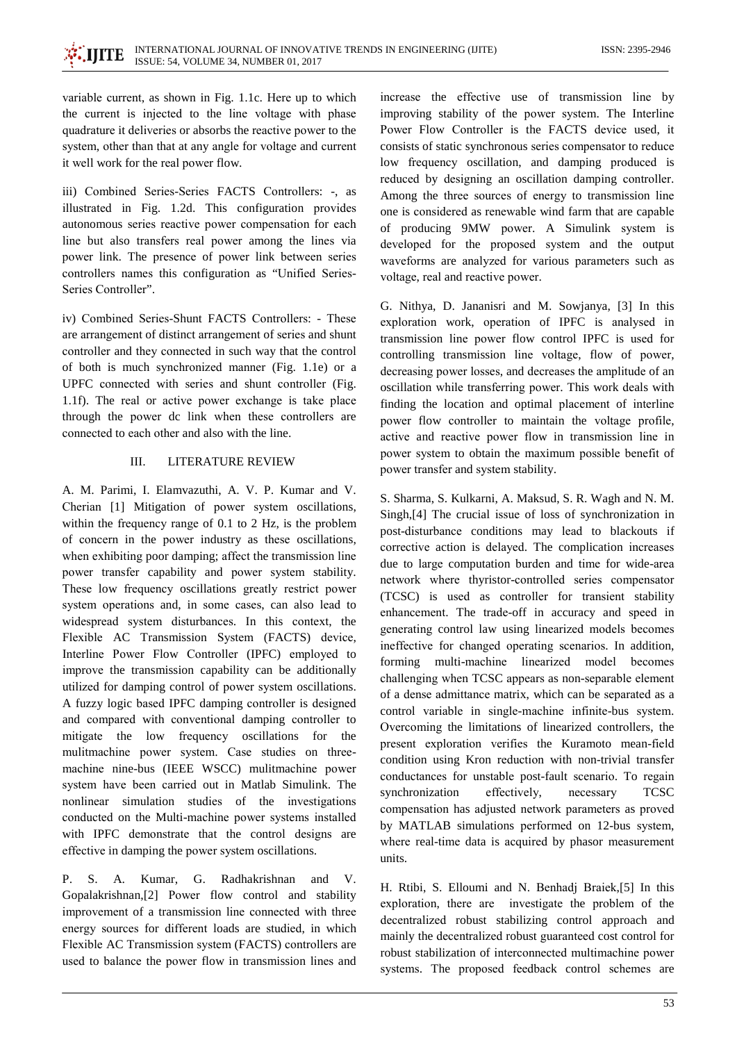variable current, as shown in Fig. 1.1c. Here up to which the current is injected to the line voltage with phase quadrature it deliveries or absorbs the reactive power to the system, other than that at any angle for voltage and current it well work for the real power flow.

iii) Combined Series-Series FACTS Controllers: -, as illustrated in Fig. 1.2d. This configuration provides autonomous series reactive power compensation for each line but also transfers real power among the lines via power link. The presence of power link between series controllers names this configuration as "Unified Series-Series Controller".

iv) Combined Series-Shunt FACTS Controllers: - These are arrangement of distinct arrangement of series and shunt controller and they connected in such way that the control of both is much synchronized manner (Fig. 1.1e) or a UPFC connected with series and shunt controller (Fig. 1.1f). The real or active power exchange is take place through the power dc link when these controllers are connected to each other and also with the line.

## III. LITERATURE REVIEW

A. M. Parimi, I. Elamvazuthi, A. V. P. Kumar and V. Cherian [1] Mitigation of power system oscillations, within the frequency range of 0.1 to 2 Hz, is the problem of concern in the power industry as these oscillations, when exhibiting poor damping; affect the transmission line power transfer capability and power system stability. These low frequency oscillations greatly restrict power system operations and, in some cases, can also lead to widespread system disturbances. In this context, the Flexible AC Transmission System (FACTS) device, Interline Power Flow Controller (IPFC) employed to improve the transmission capability can be additionally utilized for damping control of power system oscillations. A fuzzy logic based IPFC damping controller is designed and compared with conventional damping controller to mitigate the low frequency oscillations for the mulitmachine power system. Case studies on three-machine nine-bus (IEEE WSCC) mulitmachine power system have been carried out in Matlab Simulink. The nonlinear simulation studies of the investigations conducted on the Multi-machine power systems installed with IPFC demonstrate that the control designs are effective in damping the power system oscillations.

P. S. A. Kumar, G. Radhakrishnan and V. Gopalakrishnan,[2] Power flow control and stability improvement of a transmission line connected with three energy sources for different loads are studied, in which Flexible AC Transmission system (FACTS) controllers are used to balance the power flow in transmission lines and increase the effective use of transmission line by improving stability of the power system. The Interline Power Flow Controller is the FACTS device used, it consists of static synchronous series compensator to reduce low frequency oscillation, and damping produced is reduced by designing an oscillation damping controller. Among the three sources of energy to transmission line one is considered as renewable wind farm that are capable of producing 9MW power. A Simulink system is developed for the proposed system and the output waveforms are analyzed for various parameters such as voltage, real and reactive power.

G. Nithya, D. Jananisri and M. Sowjanya, [3] In this exploration work, operation of IPFC is analysed in transmission line power flow control IPFC is used for controlling transmission line voltage, flow of power, decreasing power losses, and decreases the amplitude of an oscillation while transferring power. This work deals with finding the location and optimal placement of interline power flow controller to maintain the voltage profile, active and reactive power flow in transmission line in power system to obtain the maximum possible benefit of power transfer and system stability.

S. Sharma, S. Kulkarni, A. Maksud, S. R. Wagh and N. M. Singh,[4] The crucial issue of loss of synchronization in post-disturbance conditions may lead to blackouts if corrective action is delayed. The complication increases due to large computation burden and time for wide-area network where thyristor-controlled series compensator (TCSC) is used as controller for transient stability enhancement. The trade-off in accuracy and speed in generating control law using linearized models becomes ineffective for changed operating scenarios. In addition, forming multi-machine linearized model becomes challenging when TCSC appears as non-separable element of a dense admittance matrix, which can be separated as a control variable in single-machine infinite-bus system. Overcoming the limitations of linearized controllers, the present exploration verifies the Kuramoto mean-field condition using Kron reduction with non-trivial transfer conductances for unstable post-fault scenario. To regain synchronization effectively, necessary TCSC compensation has adjusted network parameters as proved by MATLAB simulations performed on 12-bus system, where real-time data is acquired by phasor measurement units.

H. Rtibi, S. Elloumi and N. Benhadj Braiek,[5] In this exploration, there are investigate the problem of the decentralized robust stabilizing control approach and mainly the decentralized robust guaranteed cost control for robust stabilization of interconnected multimachine power systems. The proposed feedback control schemes are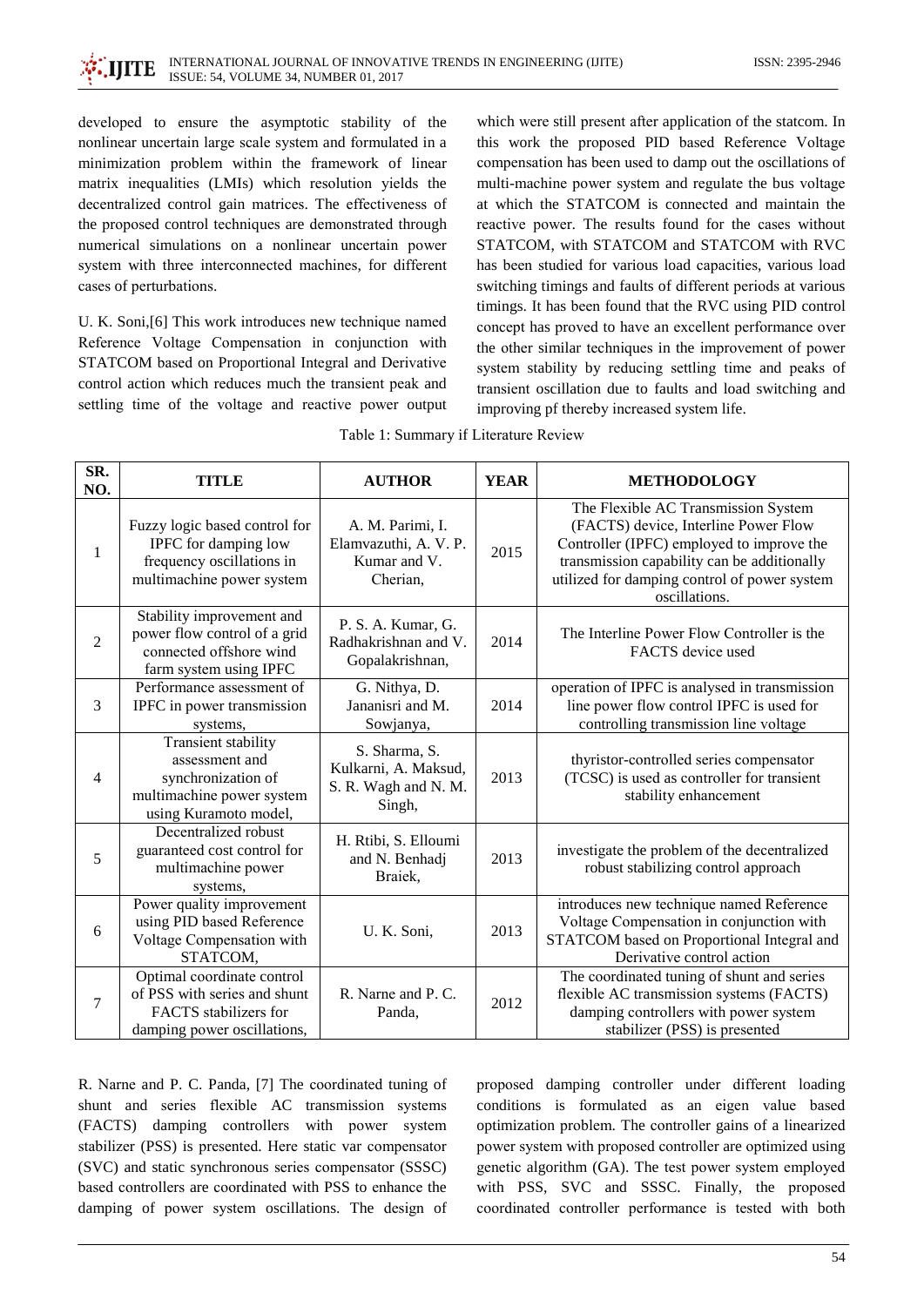developed to ensure the asymptotic stability of the nonlinear uncertain large scale system and formulated in a minimization problem within the framework of linear matrix inequalities (LMIs) which resolution yields the decentralized control gain matrices. The effectiveness of the proposed control techniques are demonstrated through numerical simulations on a nonlinear uncertain power system with three interconnected machines, for different cases of perturbations.

U. K. Soni,[6] This work introduces new technique named Reference Voltage Compensation in conjunction with STATCOM based on Proportional Integral and Derivative control action which reduces much the transient peak and settling time of the voltage and reactive power output which were still present after application of the statcom. In this work the proposed PID based Reference Voltage compensation has been used to damp out the oscillations of multi-machine power system and regulate the bus voltage at which the STATCOM is connected and maintain the reactive power. The results found for the cases without STATCOM, with STATCOM and STATCOM with RVC has been studied for various load capacities, various load switching timings and faults of different periods at various timings. It has been found that the RVC using PID control concept has proved to have an excellent performance over the other similar techniques in the improvement of power system stability by reducing settling time and peaks of transient oscillation due to faults and load switching and improving pf thereby increased system life.

Table 1: Summary if Literature Review

| SR. NO. | TITLE | AUTHOR | YEAR | METHODOLOGY |
|---|---|---|---|---|
| 1 | Fuzzy logic based control for IPFC for damping low frequency oscillations in multimachine power system | A. M. Parimi, I. Elamvazuthi, A. V. P. Kumar and V. Cherian, | 2015 | The Flexible AC Transmission System (FACTS) device, Interline Power Flow Controller (IPFC) employed to improve the transmission capability can be additionally utilized for damping control of power system oscillations. |
| 2 | Stability improvement and power flow control of a grid connected offshore wind farm system using IPFC | P. S. A. Kumar, G. Radhakrishnan and V. Gopalakrishnan, | 2014 | The Interline Power Flow Controller is the FACTS device used |
| 3 | Performance assessment of IPFC in power transmission systems, | G. Nithya, D. Jananisri and M. Sowjanya, | 2014 | operation of IPFC is analysed in transmission line power flow control IPFC is used for controlling transmission line voltage |
| 4 | Transient stability assessment and synchronization of multimachine power system using Kuramoto model, | S. Sharma, S. Kulkarni, A. Maksud, S. R. Wagh and N. M. Singh, | 2013 | thyristor-controlled series compensator (TCSC) is used as controller for transient stability enhancement |
| 5 | Decentralized robust guaranteed cost control for multimachine power systems, | H. Rtibi, S. Elloumi and N. Benhadj Braiek, | 2013 | investigate the problem of the decentralized robust stabilizing control approach |
| 6 | Power quality improvement using PID based Reference Voltage Compensation with STATCOM, | U. K. Soni, | 2013 | introduces new technique named Reference Voltage Compensation in conjunction with STATCOM based on Proportional Integral and Derivative control action |
| 7 | Optimal coordinate control of PSS with series and shunt FACTS stabilizers for damping power oscillations, | R. Narne and P. C. Panda, | 2012 | The coordinated tuning of shunt and series flexible AC transmission systems (FACTS) damping controllers with power system stabilizer (PSS) is presented |

R. Narne and P. C. Panda, [7] The coordinated tuning of shunt and series flexible AC transmission systems (FACTS) damping controllers with power system stabilizer (PSS) is presented. Here static var compensator (SVC) and static synchronous series compensator (SSSC) based controllers are coordinated with PSS to enhance the damping of power system oscillations. The design of proposed damping controller under different loading conditions is formulated as an eigen value based optimization problem. The controller gains of a linearized power system with proposed controller are optimized using genetic algorithm (GA). The test power system employed with PSS, SVC and SSSC. Finally, the proposed coordinated controller performance is tested with both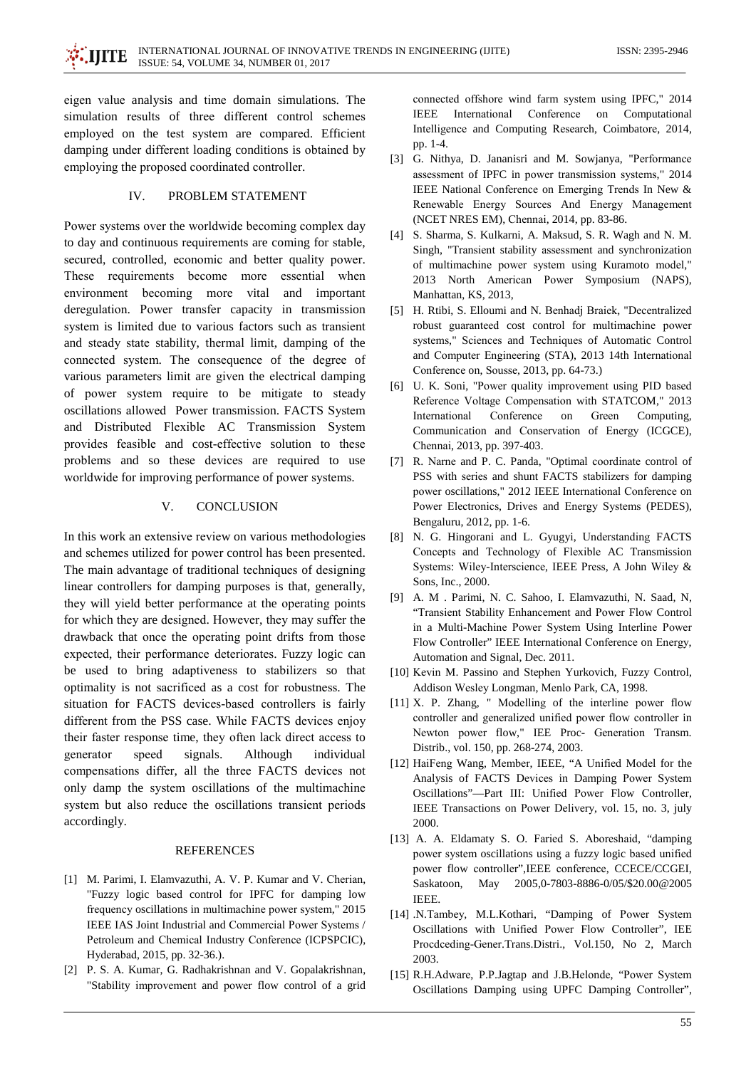eigen value analysis and time domain simulations. The simulation results of three different control schemes employed on the test system are compared. Efficient damping under different loading conditions is obtained by employing the proposed coordinated controller.

## IV. PROBLEM STATEMENT

Power systems over the worldwide becoming complex day to day and continuous requirements are coming for stable, secured, controlled, economic and better quality power. These requirements become more essential when environment becoming more vital and important deregulation. Power transfer capacity in transmission system is limited due to various factors such as transient and steady state stability, thermal limit, damping of the connected system. The consequence of the degree of various parameters limit are given the electrical damping of power system require to be mitigate to steady oscillations allowed Power transmission. FACTS System and Distributed Flexible AC Transmission System provides feasible and cost-effective solution to these problems and so these devices are required to use worldwide for improving performance of power systems.

## V. CONCLUSION

In this work an extensive review on various methodologies and schemes utilized for power control has been presented. The main advantage of traditional techniques of designing linear controllers for damping purposes is that, generally, they will yield better performance at the operating points for which they are designed. However, they may suffer the drawback that once the operating point drifts from those expected, their performance deteriorates. Fuzzy logic can be used to bring adaptiveness to stabilizers so that optimality is not sacrificed as a cost for robustness. The situation for FACTS devices-based controllers is fairly different from the PSS case. While FACTS devices enjoy their faster response time, they often lack direct access to generator speed signals. Although individual compensations differ, all the three FACTS devices not only damp the system oscillations of the multimachine system but also reduce the oscillations transient periods accordingly.

## REFERENCES

[1] M. Parimi, I. Elamvazuthi, A. V. P. Kumar and V. Cherian, "Fuzzy logic based control for IPFC for damping low frequency oscillations in multimachine power system," 2015 IEEE IAS Joint Industrial and Commercial Power Systems / Petroleum and Chemical Industry Conference (ICPSPCIC), Hyderabad, 2015, pp. 32-36.).

[2] P. S. A. Kumar, G. Radhakrishnan and V. Gopalakrishnan, "Stability improvement and power flow control of a grid connected offshore wind farm system using IPFC," 2014 IEEE International Conference on Computational Intelligence and Computing Research, Coimbatore, 2014, pp. 1-4.

[3] G. Nithya, D. Jananisri and M. Sowjanya, "Performance assessment of IPFC in power transmission systems," 2014 IEEE National Conference on Emerging Trends In New & Renewable Energy Sources And Energy Management (NCET NRES EM), Chennai, 2014, pp. 83-86.

[4] S. Sharma, S. Kulkarni, A. Maksud, S. R. Wagh and N. M. Singh, "Transient stability assessment and synchronization of multimachine power system using Kuramoto model," 2013 North American Power Symposium (NAPS), Manhattan, KS, 2013,

[5] H. Rtibi, S. Elloumi and N. Benhadj Braiek, "Decentralized robust guaranteed cost control for multimachine power systems," Sciences and Techniques of Automatic Control and Computer Engineering (STA), 2013 14th International Conference on, Sousse, 2013, pp. 64-73.)

[6] U. K. Soni, "Power quality improvement using PID based Reference Voltage Compensation with STATCOM," 2013 International Conference on Green Computing, Communication and Conservation of Energy (ICGCE), Chennai, 2013, pp. 397-403.

[7] R. Narne and P. C. Panda, "Optimal coordinate control of PSS with series and shunt FACTS stabilizers for damping power oscillations," 2012 IEEE International Conference on Power Electronics, Drives and Energy Systems (PEDES), Bengaluru, 2012, pp. 1-6.

[8] N. G. Hingorani and L. Gyugyi, Understanding FACTS Concepts and Technology of Flexible AC Transmission Systems: Wiley-Interscience, IEEE Press, A John Wiley & Sons, Inc., 2000.

[9] A. M . Parimi, N. C. Sahoo, I. Elamvazuthi, N. Saad, N, "Transient Stability Enhancement and Power Flow Control in a Multi-Machine Power System Using Interline Power Flow Controller" IEEE International Conference on Energy, Automation and Signal, Dec. 2011.

[10] Kevin M. Passino and Stephen Yurkovich, Fuzzy Control, Addison Wesley Longman, Menlo Park, CA, 1998.

[11] X. P. Zhang, " Modelling of the interline power flow controller and generalized unified power flow controller in Newton power flow," IEE Proc- Generation Transm. Distrib., vol. 150, pp. 268-274, 2003.

[12] HaiFeng Wang, Member, IEEE, "A Unified Model for the Analysis of FACTS Devices in Damping Power System Oscillations"—Part III: Unified Power Flow Controller, IEEE Transactions on Power Delivery, vol. 15, no. 3, july 2000.

[13] A. A. Eldamaty S. O. Faried S. Aboreshaid, "damping power system oscillations using a fuzzy logic based unified power flow controller",IEEE conference, CCECE/CCGEI, Saskatoon, May 2005,0-7803-8886-0/05/$20.00@2005 IEEE.

[14] .N.Tambey, M.L.Kothari, "Damping of Power System Oscillations with Unified Power Flow Controller", IEE Procdceding-Gener.Trans.Distri., Vol.150, No 2, March 2003.

[15] R.H.Adware, P.P.Jagtap and J.B.Helonde, "Power System Oscillations Damping using UPFC Damping Controller",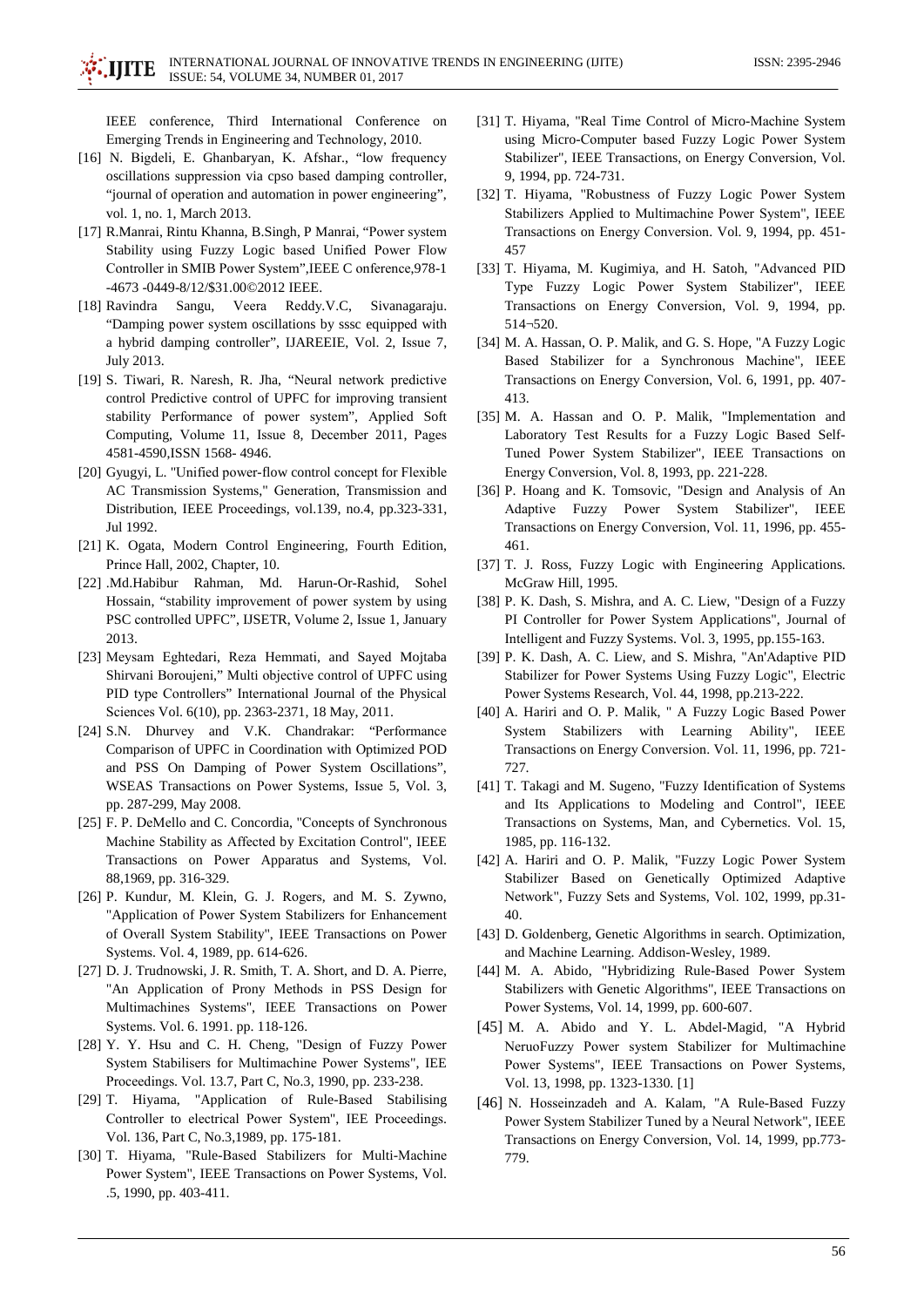IEEE conference, Third International Conference on Emerging Trends in Engineering and Technology, 2010.

[16] N. Bigdeli, E. Ghanbaryan, K. Afshar., "low frequency oscillations suppression via cpso based damping controller, "journal of operation and automation in power engineering", vol. 1, no. 1, March 2013.

[17] R.Manrai, Rintu Khanna, B.Singh, P Manrai, "Power system Stability using Fuzzy Logic based Unified Power Flow Controller in SMIB Power System",IEEE C onference,978-1 -4673 -0449-8/12/$31.00©2012 IEEE.

[18] Ravindra Sangu, Veera Reddy.V.C, Sivanagaraju. "Damping power system oscillations by sssc equipped with a hybrid damping controller", IJAREEIE, Vol. 2, Issue 7, July 2013.

[19] S. Tiwari, R. Naresh, R. Jha, "Neural network predictive control Predictive control of UPFC for improving transient stability Performance of power system", Applied Soft Computing, Volume 11, Issue 8, December 2011, Pages 4581-4590,ISSN 1568- 4946.

[20] Gyugyi, L. "Unified power-flow control concept for Flexible AC Transmission Systems," Generation, Transmission and Distribution, IEEE Proceedings, vol.139, no.4, pp.323-331, Jul 1992.

[21] K. Ogata, Modern Control Engineering, Fourth Edition, Prince Hall, 2002, Chapter, 10.

[22] .Md.Habibur Rahman, Md. Harun-Or-Rashid, Sohel Hossain, "stability improvement of power system by using PSC controlled UPFC", IJSETR, Volume 2, Issue 1, January 2013.

[23] Meysam Eghtedari, Reza Hemmati, and Sayed Mojtaba Shirvani Boroujeni," Multi objective control of UPFC using PID type Controllers" International Journal of the Physical Sciences Vol. 6(10), pp. 2363-2371, 18 May, 2011.

[24] S.N. Dhurvey and V.K. Chandrakar: "Performance Comparison of UPFC in Coordination with Optimized POD and PSS On Damping of Power System Oscillations", WSEAS Transactions on Power Systems, Issue 5, Vol. 3, pp. 287-299, May 2008.

[25] F. P. DeMello and C. Concordia, "Concepts of Synchronous Machine Stability as Affected by Excitation Control", IEEE Transactions on Power Apparatus and Systems, Vol. 88,1969, pp. 316-329.

[26] P. Kundur, M. Klein, G. J. Rogers, and M. S. Zywno, "Application of Power System Stabilizers for Enhancement of Overall System Stability", IEEE Transactions on Power Systems. Vol. 4, 1989, pp. 614-626.

[27] D. J. Trudnowski, J. R. Smith, T. A. Short, and D. A. Pierre, "An Application of Prony Methods in PSS Design for Multimachines Systems", IEEE Transactions on Power Systems. Vol. 6. 1991. pp. 118-126.

[28] Y. Y. Hsu and C. H. Cheng, "Design of Fuzzy Power System Stabilisers for Multimachine Power Systems", IEE Proceedings. Vol. 13.7, Part C, No.3, 1990, pp. 233-238.

[29] T. Hiyama, "Application of Rule-Based Stabilising Controller to electrical Power System", IEE Proceedings. Vol. 136, Part C, No.3,1989, pp. 175-181.

[30] T. Hiyama, "Rule-Based Stabilizers for Multi-Machine Power System", IEEE Transactions on Power Systems, Vol. .5, 1990, pp. 403-411.

[31] T. Hiyama, "Real Time Control of Micro-Machine System using Micro-Computer based Fuzzy Logic Power System Stabilizer", IEEE Transactions, on Energy Conversion, Vol. 9, 1994, pp. 724-731.

[32] T. Hiyama, "Robustness of Fuzzy Logic Power System Stabilizers Applied to Multimachine Power System", IEEE Transactions on Energy Conversion. Vol. 9, 1994, pp. 451-457

[33] T. Hiyama, M. Kugimiya, and H. Satoh, "Advanced PID Type Fuzzy Logic Power System Stabilizer", IEEE Transactions on Energy Conversion, Vol. 9, 1994, pp. 514¬520.

[34] M. A. Hassan, O. P. Malik, and G. S. Hope, "A Fuzzy Logic Based Stabilizer for a Synchronous Machine", IEEE Transactions on Energy Conversion, Vol. 6, 1991, pp. 407-413.

[35] M. A. Hassan and O. P. Malik, "Implementation and Laboratory Test Results for a Fuzzy Logic Based Self-Tuned Power System Stabilizer", IEEE Transactions on Energy Conversion, Vol. 8, 1993, pp. 221-228.

[36] P. Hoang and K. Tomsovic, "Design and Analysis of An Adaptive Fuzzy Power System Stabilizer", IEEE Transactions on Energy Conversion, Vol. 11, 1996, pp. 455-461.

[37] T. J. Ross, Fuzzy Logic with Engineering Applications. McGraw Hill, 1995.

[38] P. K. Dash, S. Mishra, and A. C. Liew, "Design of a Fuzzy PI Controller for Power System Applications", Journal of Intelligent and Fuzzy Systems. Vol. 3, 1995, pp.155-163.

[39] P. K. Dash, A. C. Liew, and S. Mishra, "An'Adaptive PID Stabilizer for Power Systems Using Fuzzy Logic", Electric Power Systems Research, Vol. 44, 1998, pp.213-222.

[40] A. Hariri and O. P. Malik, " A Fuzzy Logic Based Power System Stabilizers with Learning Ability", IEEE Transactions on Energy Conversion. Vol. 11, 1996, pp. 721-727.

[41] T. Takagi and M. Sugeno, "Fuzzy Identification of Systems and Its Applications to Modeling and Control", IEEE Transactions on Systems, Man, and Cybernetics. Vol. 15, 1985, pp. 116-132.

[42] A. Hariri and O. P. Malik, "Fuzzy Logic Power System Stabilizer Based on Genetically Optimized Adaptive Network", Fuzzy Sets and Systems, Vol. 102, 1999, pp.31-40.

[43] D. Goldenberg, Genetic Algorithms in search. Optimization, and Machine Learning. Addison-Wesley, 1989.

[44] M. A. Abido, "Hybridizing Rule-Based Power System Stabilizers with Genetic Algorithms", IEEE Transactions on Power Systems, Vol. 14, 1999, pp. 600-607.

[45] M. A. Abido and Y. L. Abdel-Magid, "A Hybrid NeruoFuzzy Power system Stabilizer for Multimachine Power Systems", IEEE Transactions on Power Systems, Vol. 13, 1998, pp. 1323-1330. [1]

[46] N. Hosseinzadeh and A. Kalam, "A Rule-Based Fuzzy Power System Stabilizer Tuned by a Neural Network", IEEE Transactions on Energy Conversion, Vol. 14, 1999, pp.773-779.